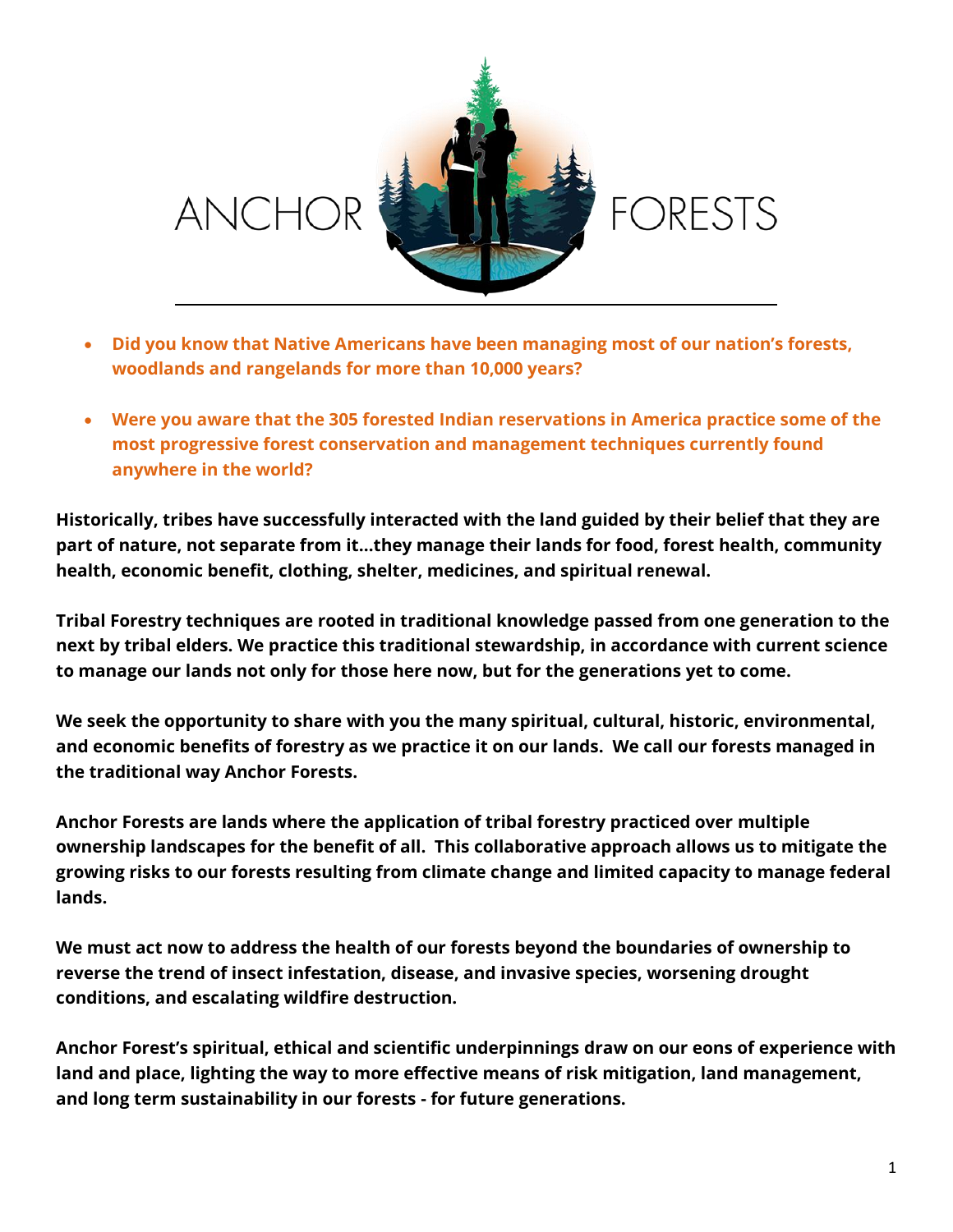# ANCHOR FORESTS

- **Did you know that Native Americans have been managing most of our nation's forests, woodlands and rangelands for more than 10,000 years?**
- **Were you aware that the 305 forested Indian reservations in America practice some of the most progressive forest conservation and management techniques currently found anywhere in the world?**

**Historically, tribes have successfully interacted with the land guided by their belief that they are part of nature, not separate from it…they manage their lands for food, forest health, community health, economic benefit, clothing, shelter, medicines, and spiritual renewal.**

**Tribal Forestry techniques are rooted in traditional knowledge passed from one generation to the next by tribal elders. We practice this traditional stewardship, in accordance with current science to manage our lands not only for those here now, but for the generations yet to come.**

**We seek the opportunity to share with you the many spiritual, cultural, historic, environmental, and economic benefits of forestry as we practice it on our lands. We call our forests managed in the traditional way Anchor Forests.**

**Anchor Forests are lands where the application of tribal forestry practiced over multiple ownership landscapes for the benefit of all. This collaborative approach allows us to mitigate the growing risks to our forests resulting from climate change and limited capacity to manage federal lands.**

**We must act now to address the health of our forests beyond the boundaries of ownership to reverse the trend of insect infestation, disease, and invasive species, worsening drought conditions, and escalating wildfire destruction.**

**Anchor Forest's spiritual, ethical and scientific underpinnings draw on our eons of experience with land and place, lighting the way to more effective means of risk mitigation, land management, and long term sustainability in our forests - for future generations.**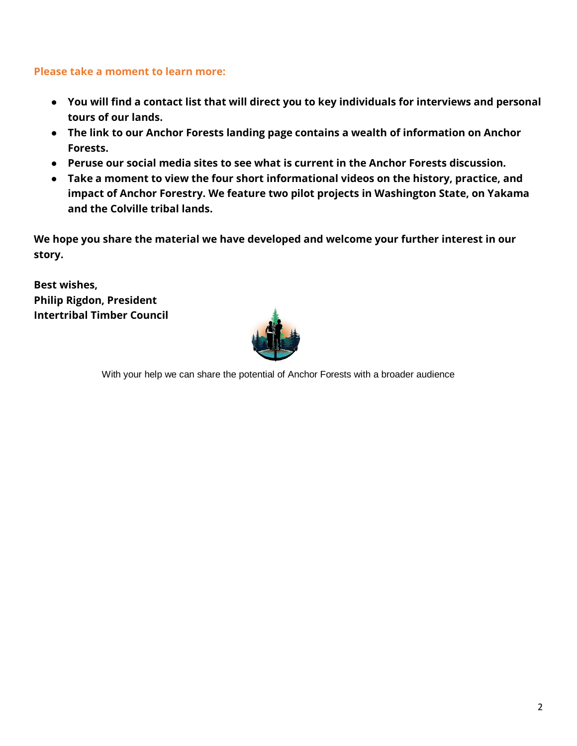**Please take a moment to learn more:**

- **You will find a contact list that will direct you to key individuals for interviews and personal tours of our lands.**
- **The link to our Anchor Forests landing page contains a wealth of information on Anchor Forests.**
- **Peruse our social media sites to see what is current in the Anchor Forests discussion.**
- **Take a moment to view the four short informational videos on the history, practice, and impact of Anchor Forestry. We feature two pilot projects in Washington State, on Yakama and the Colville tribal lands.**

**We hope you share the material we have developed and welcome your further interest in our story.**

**Best wishes,**
**Philip Rigdon, President**
**Intertribal Timber Council**

With your help we can share the potential of Anchor Forests with a broader audience